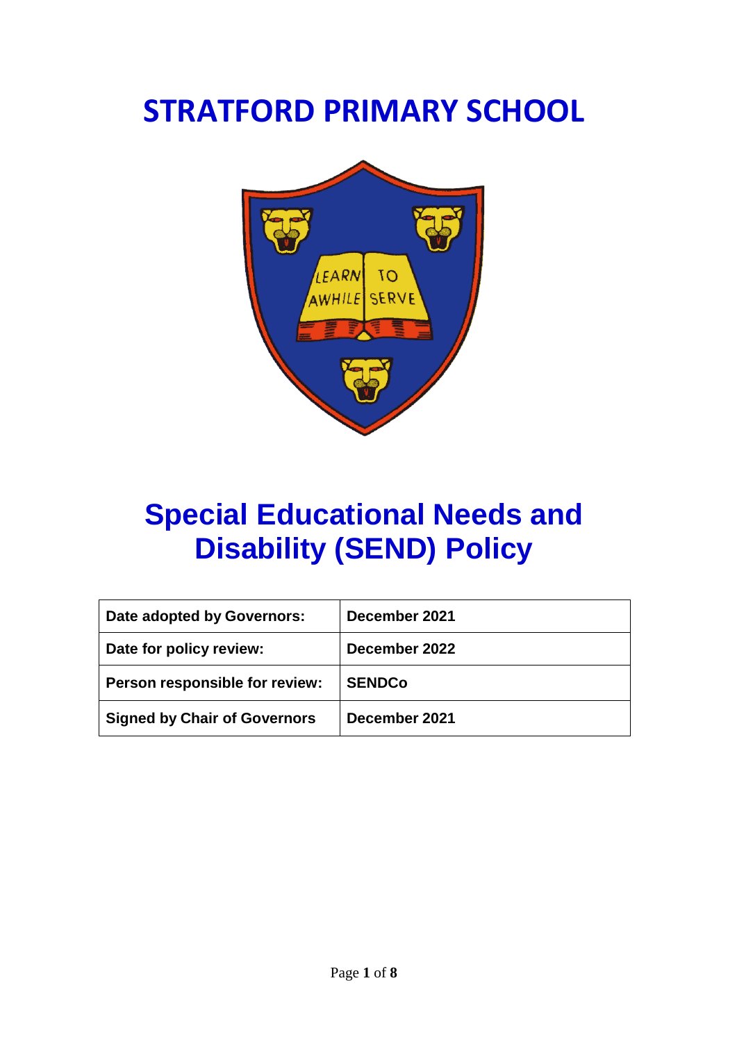# STRATFORD PRIMARY SCHOOL

# Special Educational Needs and Disability (SEND) Policy

| Date adopted by Governors: | December 2021 |
|---|---|
| Date for policy review: | December 2022 |
| Person responsible for review: | SENDCo |
| Signed by Chair of Governors | December 2021 |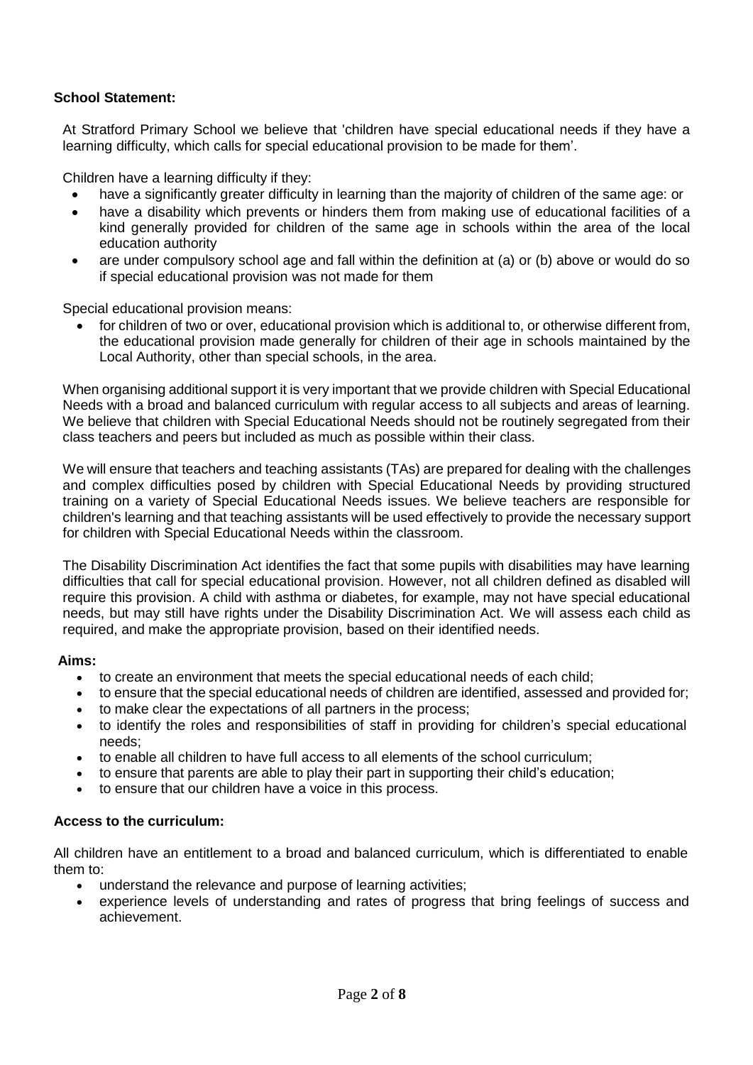**School Statement:**

At Stratford Primary School we believe that 'children have special educational needs if they have a learning difficulty, which calls for special educational provision to be made for them'.

Children have a learning difficulty if they:

- have a significantly greater difficulty in learning than the majority of children of the same age: or
- have a disability which prevents or hinders them from making use of educational facilities of a kind generally provided for children of the same age in schools within the area of the local education authority
- are under compulsory school age and fall within the definition at (a) or (b) above or would do so if special educational provision was not made for them

Special educational provision means:

- for children of two or over, educational provision which is additional to, or otherwise different from, the educational provision made generally for children of their age in schools maintained by the Local Authority, other than special schools, in the area.

When organising additional support it is very important that we provide children with Special Educational Needs with a broad and balanced curriculum with regular access to all subjects and areas of learning. We believe that children with Special Educational Needs should not be routinely segregated from their class teachers and peers but included as much as possible within their class.

We will ensure that teachers and teaching assistants (TAs) are prepared for dealing with the challenges and complex difficulties posed by children with Special Educational Needs by providing structured training on a variety of Special Educational Needs issues. We believe teachers are responsible for children's learning and that teaching assistants will be used effectively to provide the necessary support for children with Special Educational Needs within the classroom.

The Disability Discrimination Act identifies the fact that some pupils with disabilities may have learning difficulties that call for special educational provision. However, not all children defined as disabled will require this provision. A child with asthma or diabetes, for example, may not have special educational needs, but may still have rights under the Disability Discrimination Act. We will assess each child as required, and make the appropriate provision, based on their identified needs.

**Aims:**

- to create an environment that meets the special educational needs of each child;
- to ensure that the special educational needs of children are identified, assessed and provided for;
- to make clear the expectations of all partners in the process;
- to identify the roles and responsibilities of staff in providing for children's special educational needs;
- to enable all children to have full access to all elements of the school curriculum;
- to ensure that parents are able to play their part in supporting their child's education;
- to ensure that our children have a voice in this process.

**Access to the curriculum:**

All children have an entitlement to a broad and balanced curriculum, which is differentiated to enable them to:

- understand the relevance and purpose of learning activities;
- experience levels of understanding and rates of progress that bring feelings of success and achievement.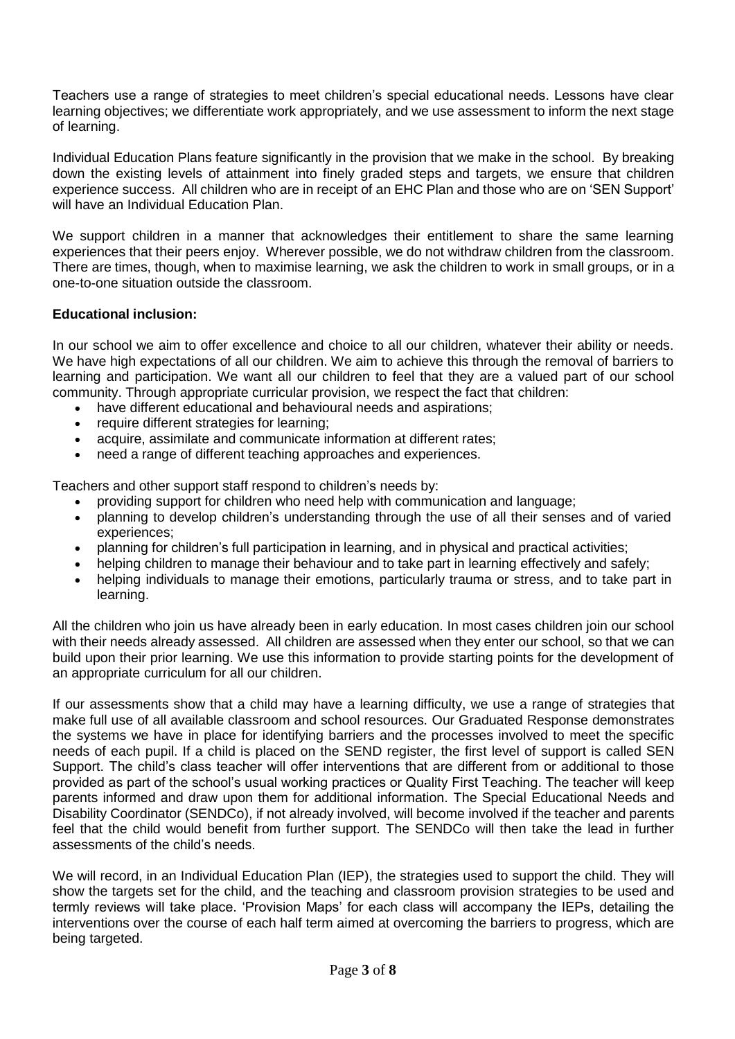Teachers use a range of strategies to meet children's special educational needs. Lessons have clear learning objectives; we differentiate work appropriately, and we use assessment to inform the next stage of learning.

Individual Education Plans feature significantly in the provision that we make in the school. By breaking down the existing levels of attainment into finely graded steps and targets, we ensure that children experience success. All children who are in receipt of an EHC Plan and those who are on 'SEN Support' will have an Individual Education Plan.

We support children in a manner that acknowledges their entitlement to share the same learning experiences that their peers enjoy. Wherever possible, we do not withdraw children from the classroom. There are times, though, when to maximise learning, we ask the children to work in small groups, or in a one-to-one situation outside the classroom.

**Educational inclusion:**

In our school we aim to offer excellence and choice to all our children, whatever their ability or needs. We have high expectations of all our children. We aim to achieve this through the removal of barriers to learning and participation. We want all our children to feel that they are a valued part of our school community. Through appropriate curricular provision, we respect the fact that children:

- have different educational and behavioural needs and aspirations;
- require different strategies for learning;
- acquire, assimilate and communicate information at different rates;
- need a range of different teaching approaches and experiences.

Teachers and other support staff respond to children's needs by:

- providing support for children who need help with communication and language;
- planning to develop children's understanding through the use of all their senses and of varied experiences;
- planning for children's full participation in learning, and in physical and practical activities;
- helping children to manage their behaviour and to take part in learning effectively and safely;
- helping individuals to manage their emotions, particularly trauma or stress, and to take part in learning.

All the children who join us have already been in early education. In most cases children join our school with their needs already assessed. All children are assessed when they enter our school, so that we can build upon their prior learning. We use this information to provide starting points for the development of an appropriate curriculum for all our children.

If our assessments show that a child may have a learning difficulty, we use a range of strategies that make full use of all available classroom and school resources. Our Graduated Response demonstrates the systems we have in place for identifying barriers and the processes involved to meet the specific needs of each pupil. If a child is placed on the SEND register, the first level of support is called SEN Support. The child's class teacher will offer interventions that are different from or additional to those provided as part of the school's usual working practices or Quality First Teaching. The teacher will keep parents informed and draw upon them for additional information. The Special Educational Needs and Disability Coordinator (SENDCo), if not already involved, will become involved if the teacher and parents feel that the child would benefit from further support. The SENDCo will then take the lead in further assessments of the child's needs.

We will record, in an Individual Education Plan (IEP), the strategies used to support the child. They will show the targets set for the child, and the teaching and classroom provision strategies to be used and termly reviews will take place. 'Provision Maps' for each class will accompany the IEPs, detailing the interventions over the course of each half term aimed at overcoming the barriers to progress, which are being targeted.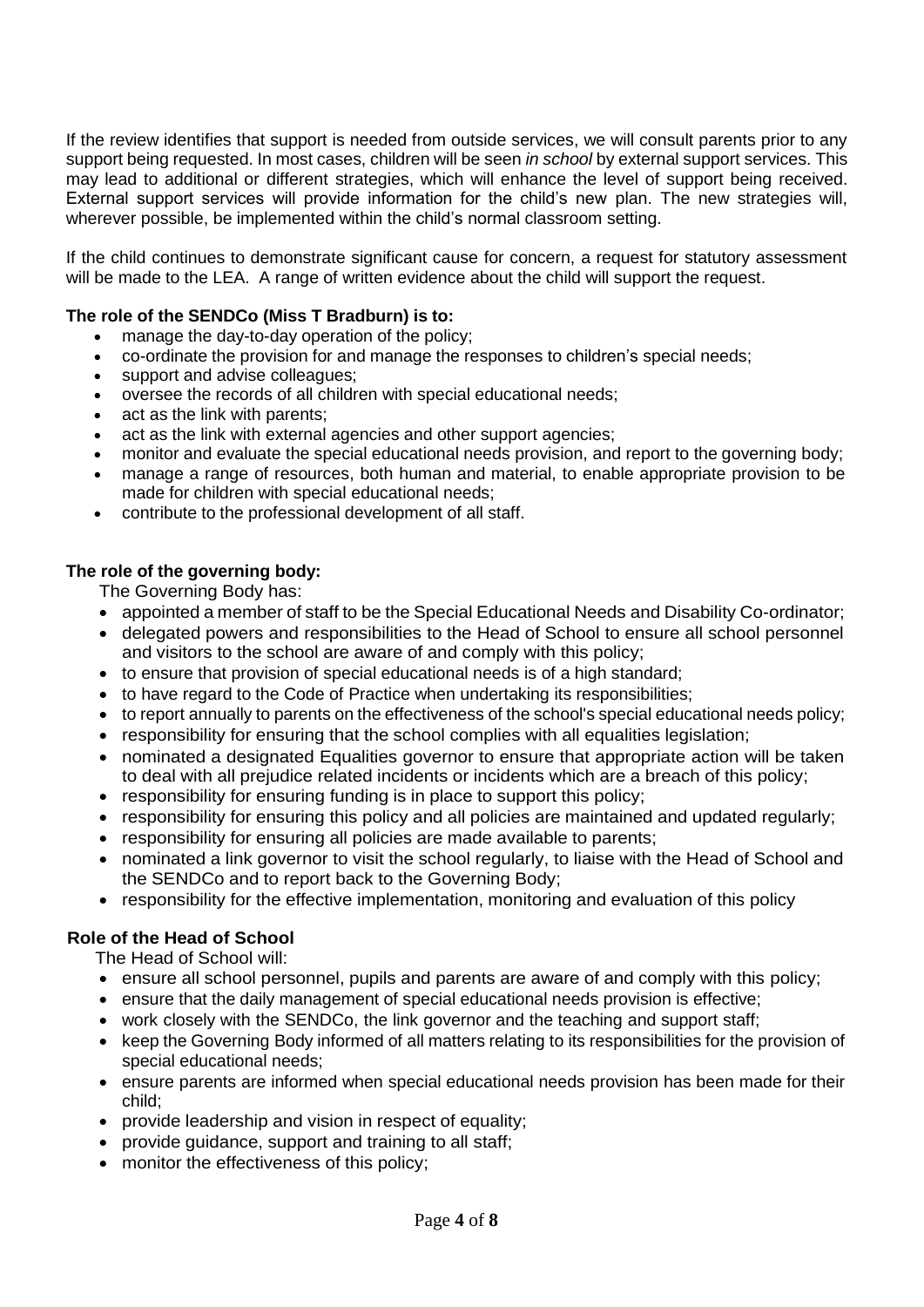If the review identifies that support is needed from outside services, we will consult parents prior to any support being requested. In most cases, children will be seen *in school* by external support services. This may lead to additional or different strategies, which will enhance the level of support being received. External support services will provide information for the child's new plan. The new strategies will, wherever possible, be implemented within the child's normal classroom setting.

If the child continues to demonstrate significant cause for concern, a request for statutory assessment will be made to the LEA. A range of written evidence about the child will support the request.

**The role of the SENDCo (Miss T Bradburn) is to:**

- manage the day-to-day operation of the policy;
- co-ordinate the provision for and manage the responses to children's special needs;
- support and advise colleagues;
- oversee the records of all children with special educational needs;
- act as the link with parents;
- act as the link with external agencies and other support agencies;
- monitor and evaluate the special educational needs provision, and report to the governing body;
- manage a range of resources, both human and material, to enable appropriate provision to be made for children with special educational needs;
- contribute to the professional development of all staff.

**The role of the governing body:**

The Governing Body has:

- appointed a member of staff to be the Special Educational Needs and Disability Co-ordinator;
- delegated powers and responsibilities to the Head of School to ensure all school personnel and visitors to the school are aware of and comply with this policy;
- to ensure that provision of special educational needs is of a high standard;
- to have regard to the Code of Practice when undertaking its responsibilities;
- to report annually to parents on the effectiveness of the school's special educational needs policy;
- responsibility for ensuring that the school complies with all equalities legislation;
- nominated a designated Equalities governor to ensure that appropriate action will be taken to deal with all prejudice related incidents or incidents which are a breach of this policy;
- responsibility for ensuring funding is in place to support this policy;
- responsibility for ensuring this policy and all policies are maintained and updated regularly;
- responsibility for ensuring all policies are made available to parents;
- nominated a link governor to visit the school regularly, to liaise with the Head of School and the SENDCo and to report back to the Governing Body;
- responsibility for the effective implementation, monitoring and evaluation of this policy

**Role of the Head of School**

The Head of School will:

- ensure all school personnel, pupils and parents are aware of and comply with this policy;
- ensure that the daily management of special educational needs provision is effective;
- work closely with the SENDCo, the link governor and the teaching and support staff;
- keep the Governing Body informed of all matters relating to its responsibilities for the provision of special educational needs;
- ensure parents are informed when special educational needs provision has been made for their child;
- provide leadership and vision in respect of equality;
- provide guidance, support and training to all staff;
- monitor the effectiveness of this policy;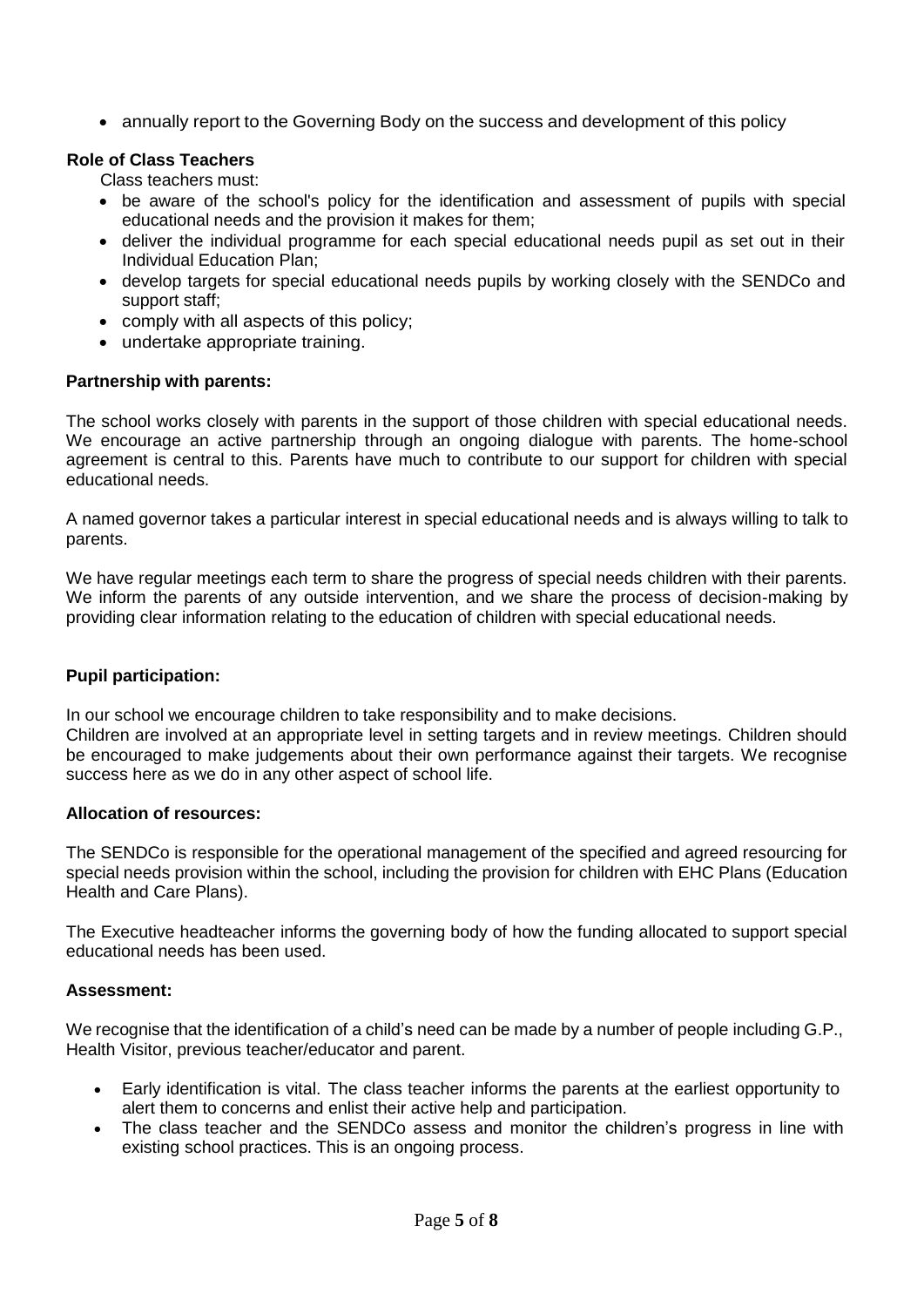- annually report to the Governing Body on the success and development of this policy

**Role of Class Teachers**

Class teachers must:

- be aware of the school's policy for the identification and assessment of pupils with special educational needs and the provision it makes for them;
- deliver the individual programme for each special educational needs pupil as set out in their Individual Education Plan;
- develop targets for special educational needs pupils by working closely with the SENDCo and support staff;
- comply with all aspects of this policy;
- undertake appropriate training.

**Partnership with parents:**

The school works closely with parents in the support of those children with special educational needs. We encourage an active partnership through an ongoing dialogue with parents. The home-school agreement is central to this. Parents have much to contribute to our support for children with special educational needs.

A named governor takes a particular interest in special educational needs and is always willing to talk to parents.

We have regular meetings each term to share the progress of special needs children with their parents. We inform the parents of any outside intervention, and we share the process of decision-making by providing clear information relating to the education of children with special educational needs.

**Pupil participation:**

In our school we encourage children to take responsibility and to make decisions.
Children are involved at an appropriate level in setting targets and in review meetings. Children should be encouraged to make judgements about their own performance against their targets. We recognise success here as we do in any other aspect of school life.

**Allocation of resources:**

The SENDCo is responsible for the operational management of the specified and agreed resourcing for special needs provision within the school, including the provision for children with EHC Plans (Education Health and Care Plans).

The Executive headteacher informs the governing body of how the funding allocated to support special educational needs has been used.

**Assessment:**

We recognise that the identification of a child's need can be made by a number of people including G.P., Health Visitor, previous teacher/educator and parent.

- Early identification is vital. The class teacher informs the parents at the earliest opportunity to alert them to concerns and enlist their active help and participation.
- The class teacher and the SENDCo assess and monitor the children's progress in line with existing school practices. This is an ongoing process.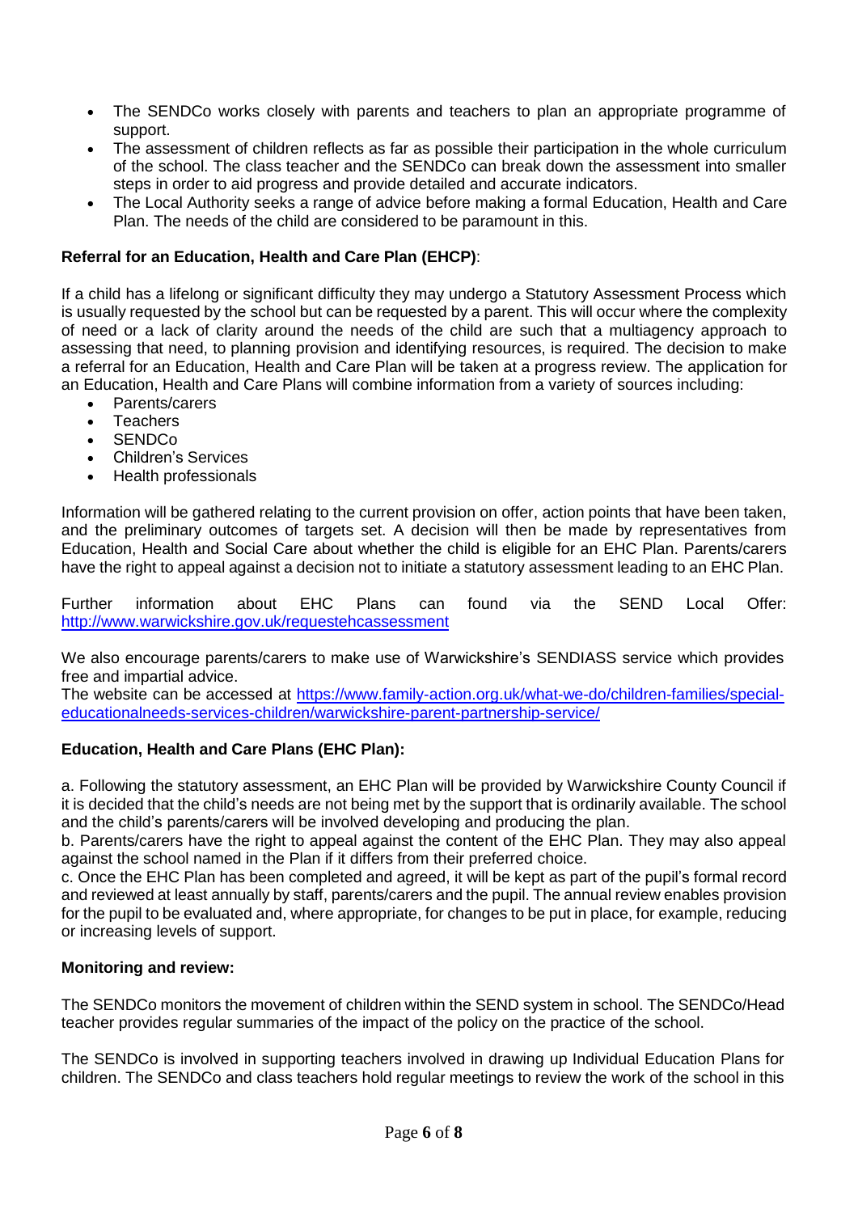- The SENDCo works closely with parents and teachers to plan an appropriate programme of support.
- The assessment of children reflects as far as possible their participation in the whole curriculum of the school. The class teacher and the SENDCo can break down the assessment into smaller steps in order to aid progress and provide detailed and accurate indicators.
- The Local Authority seeks a range of advice before making a formal Education, Health and Care Plan. The needs of the child are considered to be paramount in this.

**Referral for an Education, Health and Care Plan (EHCP)**:

If a child has a lifelong or significant difficulty they may undergo a Statutory Assessment Process which is usually requested by the school but can be requested by a parent. This will occur where the complexity of need or a lack of clarity around the needs of the child are such that a multiagency approach to assessing that need, to planning provision and identifying resources, is required. The decision to make a referral for an Education, Health and Care Plan will be taken at a progress review. The application for an Education, Health and Care Plans will combine information from a variety of sources including:

- Parents/carers
- Teachers
- SENDCo
- Children's Services
- Health professionals

Information will be gathered relating to the current provision on offer, action points that have been taken, and the preliminary outcomes of targets set. A decision will then be made by representatives from Education, Health and Social Care about whether the child is eligible for an EHC Plan. Parents/carers have the right to appeal against a decision not to initiate a statutory assessment leading to an EHC Plan.

Further information about EHC Plans can found via the SEND Local Offer: http://www.warwickshire.gov.uk/requestehcassessment

We also encourage parents/carers to make use of Warwickshire's SENDIASS service which provides free and impartial advice.
The website can be accessed at https://www.family-action.org.uk/what-we-do/children-families/special-educationalneeds-services-children/warwickshire-parent-partnership-service/

**Education, Health and Care Plans (EHC Plan):**

a. Following the statutory assessment, an EHC Plan will be provided by Warwickshire County Council if it is decided that the child's needs are not being met by the support that is ordinarily available. The school and the child's parents/carers will be involved developing and producing the plan.
b. Parents/carers have the right to appeal against the content of the EHC Plan. They may also appeal against the school named in the Plan if it differs from their preferred choice.
c. Once the EHC Plan has been completed and agreed, it will be kept as part of the pupil's formal record and reviewed at least annually by staff, parents/carers and the pupil. The annual review enables provision for the pupil to be evaluated and, where appropriate, for changes to be put in place, for example, reducing or increasing levels of support.

**Monitoring and review:**

The SENDCo monitors the movement of children within the SEND system in school. The SENDCo/Head teacher provides regular summaries of the impact of the policy on the practice of the school.

The SENDCo is involved in supporting teachers involved in drawing up Individual Education Plans for children. The SENDCo and class teachers hold regular meetings to review the work of the school in this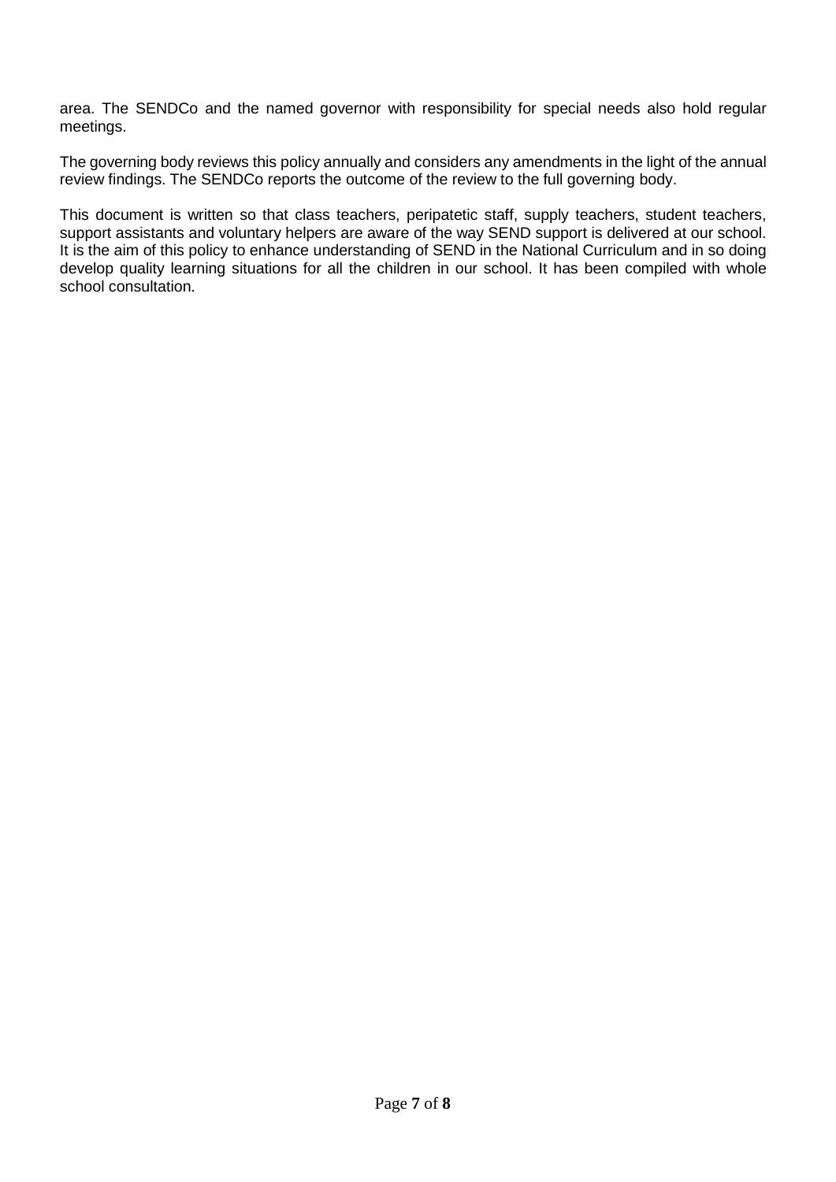area. The SENDCo and the named governor with responsibility for special needs also hold regular meetings.

The governing body reviews this policy annually and considers any amendments in the light of the annual review findings. The SENDCo reports the outcome of the review to the full governing body.

This document is written so that class teachers, peripatetic staff, supply teachers, student teachers, support assistants and voluntary helpers are aware of the way SEND support is delivered at our school. It is the aim of this policy to enhance understanding of SEND in the National Curriculum and in so doing develop quality learning situations for all the children in our school. It has been compiled with whole school consultation.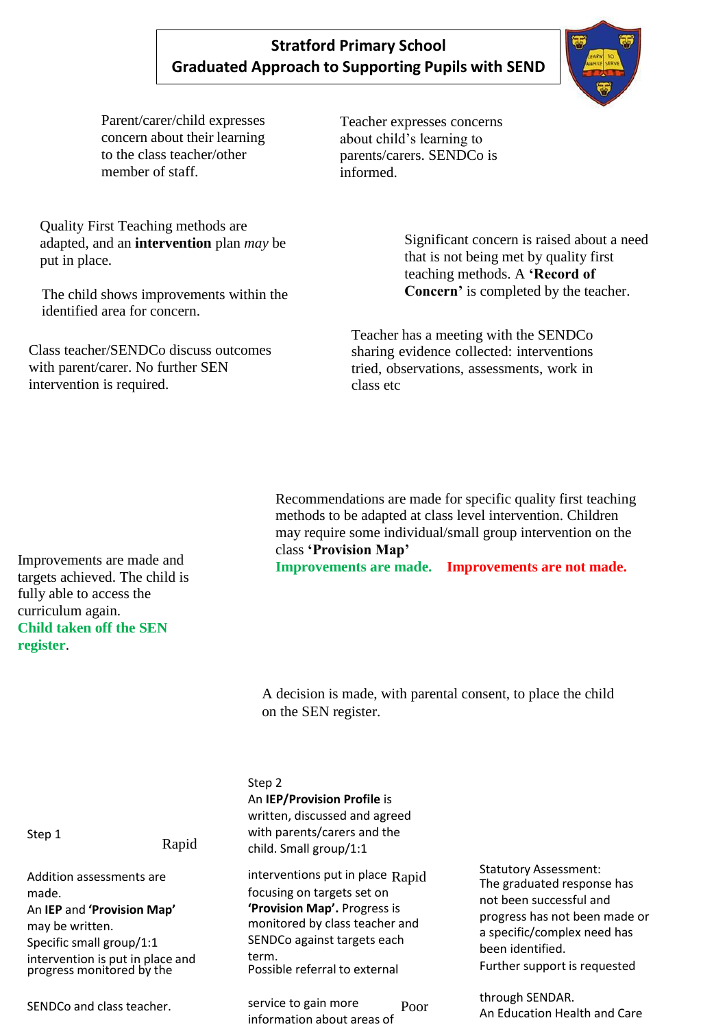## Stratford Primary School
## Graduated Approach to Supporting Pupils with SEND

Parent/carer/child expresses concern about their learning to the class teacher/other member of staff.

Teacher expresses concerns about child's learning to parents/carers. SENDCo is informed.

Quality First Teaching methods are adapted, and an **intervention** plan *may* be put in place.

Significant concern is raised about a need that is not being met by quality first teaching methods. A **'Record of Concern'** is completed by the teacher.

The child shows improvements within the identified area for concern.

Teacher has a meeting with the SENDCo sharing evidence collected: interventions tried, observations, assessments, work in class etc

Class teacher/SENDCo discuss outcomes with parent/carer. No further SEN intervention is required.

Recommendations are made for specific quality first teaching methods to be adapted at class level intervention. Children may require some individual/small group intervention on the class **'Provision Map'**

**Improvements are made.** **Improvements are not made.**

Improvements are made and targets achieved. The child is fully able to access the curriculum again.
**Child taken off the SEN register**.

A decision is made, with parental consent, to place the child on the SEN register.

Step 1

Rapid

Addition assessments are made.
An **IEP** and **'Provision Map'** may be written.
Specific small group/1:1 intervention is put in place and progress monitored by the SENDCo and class teacher.

Step 2
An **IEP/Provision Profile** is written, discussed and agreed with parents/carers and the child. Small group/1:1 interventions put in place focusing on targets set on **'Provision Map'.** Progress is monitored by class teacher and SENDCo against targets each term.
Possible referral to external service to gain more information about areas of

Rapid

Poor

Statutory Assessment:
The graduated response has not been successful and progress has not been made or a specific/complex need has been identified.
Further support is requested through SENDAR.
An Education Health and Care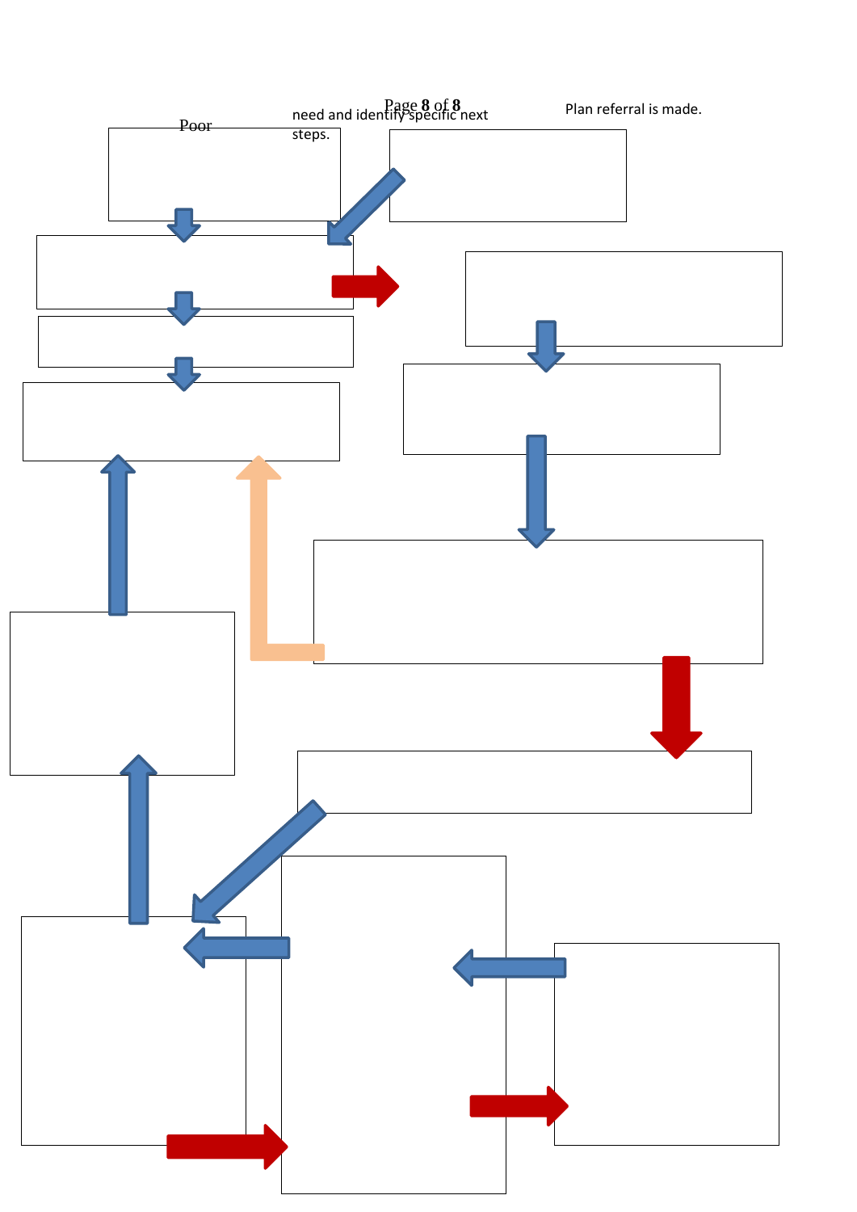Poor

need and identify specific next steps.

Plan referral is made.